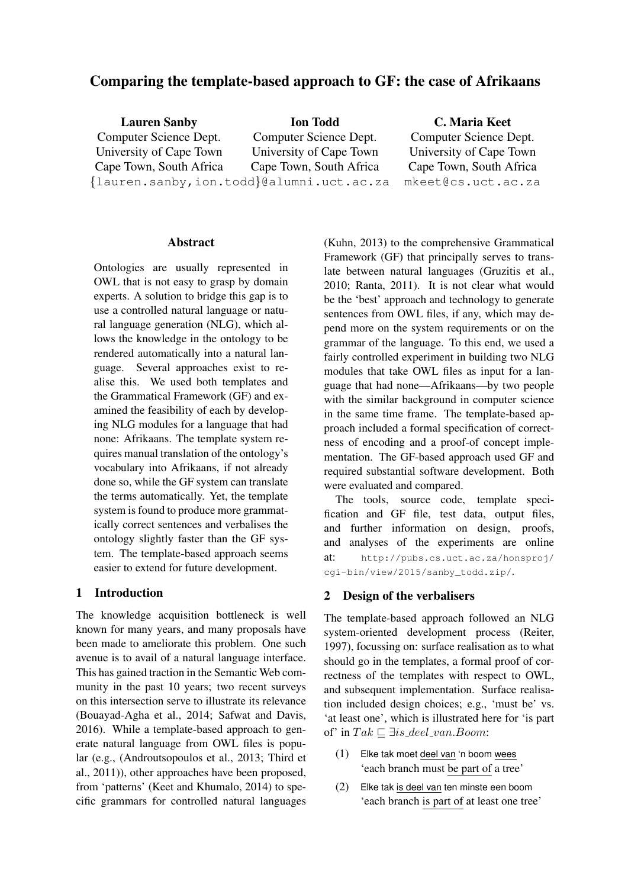# Comparing the template-based approach to GF: the case of Afrikaans

**Lauren Sanby**
Computer Science Dept.
University of Cape Town
Cape Town, South Africa

**Ion Todd**
Computer Science Dept.
University of Cape Town
Cape Town, South Africa

{lauren.sanby,ion.todd}@alumni.uct.ac.za

**C. Maria Keet**
Computer Science Dept.
University of Cape Town
Cape Town, South Africa
mkeet@cs.uct.ac.za

## Abstract

Ontologies are usually represented in OWL that is not easy to grasp by domain experts. A solution to bridge this gap is to use a controlled natural language or natural language generation (NLG), which allows the knowledge in the ontology to be rendered automatically into a natural language. Several approaches exist to realise this. We used both templates and the Grammatical Framework (GF) and examined the feasibility of each by developing NLG modules for a language that had none: Afrikaans. The template system requires manual translation of the ontology's vocabulary into Afrikaans, if not already done so, while the GF system can translate the terms automatically. Yet, the template system is found to produce more grammatically correct sentences and verbalises the ontology slightly faster than the GF system. The template-based approach seems easier to extend for future development.

## 1 Introduction

The knowledge acquisition bottleneck is well known for many years, and many proposals have been made to ameliorate this problem. One such avenue is to avail of a natural language interface. This has gained traction in the Semantic Web community in the past 10 years; two recent surveys on this intersection serve to illustrate its relevance (Bouayad-Agha et al., 2014; Safwat and Davis, 2016). While a template-based approach to generate natural language from OWL files is popular (e.g., (Androutsopoulos et al., 2013; Third et al., 2011)), other approaches have been proposed, from 'patterns' (Keet and Khumalo, 2014) to specific grammars for controlled natural languages (Kuhn, 2013) to the comprehensive Grammatical Framework (GF) that principally serves to translate between natural languages (Gruzitis et al., 2010; Ranta, 2011). It is not clear what would be the 'best' approach and technology to generate sentences from OWL files, if any, which may depend more on the system requirements or on the grammar of the language. To this end, we used a fairly controlled experiment in building two NLG modules that take OWL files as input for a language that had none—Afrikaans—by two people with the similar background in computer science in the same time frame. The template-based approach included a formal specification of correctness of encoding and a proof-of concept implementation. The GF-based approach used GF and required substantial software development. Both were evaluated and compared.

The tools, source code, template specification and GF file, test data, output files, and further information on design, proofs, and analyses of the experiments are online at: http://pubs.cs.uct.ac.za/honsproj/cgi-bin/view/2015/sanby_todd.zip/.

## 2 Design of the verbalisers

The template-based approach followed an NLG system-oriented development process (Reiter, 1997), focussing on: surface realisation as to what should go in the templates, a formal proof of correctness of the templates with respect to OWL, and subsequent implementation. Surface realisation included design choices; e.g., 'must be' vs. 'at least one', which is illustrated here for 'is part of' in $Tak \sqsubseteq \exists is\_deel\_van.Boom$:

(1) Elke tak moet <u>deel van</u> 'n boom <u>wees</u>
'each branch must <u>be part of</u> a tree'

(2) Elke tak <u>is deel van</u> ten minste een boom
'each branch <u>is part of</u> at least one tree'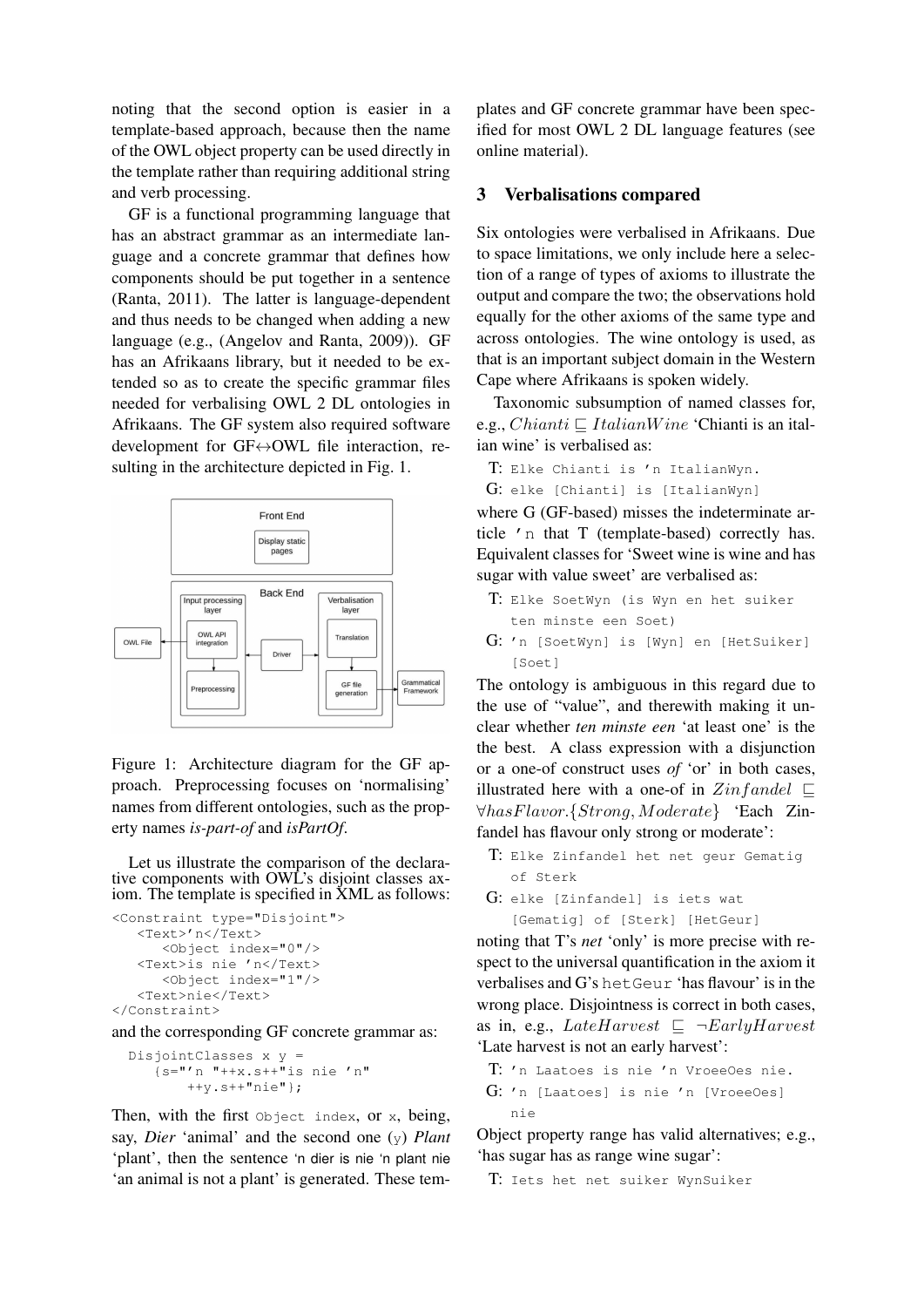noting that the second option is easier in a template-based approach, because then the name of the OWL object property can be used directly in the template rather than requiring additional string and verb processing.

GF is a functional programming language that has an abstract grammar as an intermediate language and a concrete grammar that defines how components should be put together in a sentence (Ranta, 2011). The latter is language-dependent and thus needs to be changed when adding a new language (e.g., (Angelov and Ranta, 2009)). GF has an Afrikaans library, but it needed to be extended so as to create the specific grammar files needed for verbalising OWL 2 DL ontologies in Afrikaans. The GF system also required software development for GF↔OWL file interaction, resulting in the architecture depicted in Fig. 1.

Figure 1: Architecture diagram for the GF approach. Preprocessing focuses on 'normalising' names from different ontologies, such as the property names *is-part-of* and *isPartOf*.

Let us illustrate the comparison of the declarative components with OWL's disjoint classes axiom. The template is specified in XML as follows:

```
<Constraint type="Disjoint">
   <Text>'n</Text>
      <Object index="0"/>
   <Text>is nie 'n</Text>
      <Object index="1"/>
   <Text>nie</Text>
</Constraint>
```

and the corresponding GF concrete grammar as:

```
DisjointClasses x y =
   {s="'n "++x.s++"is nie 'n"
      ++y.s++"nie"};
```

Then, with the first `Object index`, or `x`, being, say, *Dier* 'animal' and the second one (`y`) *Plant* 'plant', then the sentence 'n dier is nie 'n plant nie 'an animal is not a plant' is generated. These templates and GF concrete grammar have been specified for most OWL 2 DL language features (see online material).

## 3 Verbalisations compared

Six ontologies were verbalised in Afrikaans. Due to space limitations, we only include here a selection of a range of types of axioms to illustrate the output and compare the two; the observations hold equally for the other axioms of the same type and across ontologies. The wine ontology is used, as that is an important subject domain in the Western Cape where Afrikaans is spoken widely.

Taxonomic subsumption of named classes for, e.g., $Chianti \sqsubseteq ItalianWine$ 'Chianti is an italian wine' is verbalised as:

T: `Elke Chianti is 'n ItalianWyn.`

G: `elke [Chianti] is [ItalianWyn]`

where G (GF-based) misses the indeterminate article `'n` that T (template-based) correctly has. Equivalent classes for 'Sweet wine is wine and has sugar with value sweet' are verbalised as:

T: `Elke SoetWyn (is Wyn en het suiker ten minste een Soet)`

G: `'n [SoetWyn] is [Wyn] en [HetSuiker] [Soet]`

The ontology is ambiguous in this regard due to the use of "value", and therewith making it unclear whether *ten minste een* 'at least one' is the the best. A class expression with a disjunction or a one-of construct uses *of* 'or' in both cases, illustrated here with a one-of in $Zinfandel \sqsubseteq \forall hasFlavor.\{Strong, Moderate\}$ 'Each Zinfandel has flavour only strong or moderate':

T: `Elke Zinfandel het net geur Gematig of Sterk`

G: `elke [Zinfandel] is iets wat [Gematig] of [Sterk] [HetGeur]`

noting that T's *net* 'only' is more precise with respect to the universal quantification in the axiom it verbalises and G's `hetGeur` 'has flavour' is in the wrong place. Disjointness is correct in both cases, as in, e.g., $LateHarvest \sqsubseteq \neg EarlyHarvest$ 'Late harvest is not an early harvest':

T: `'n Laatoes is nie 'n VroeeOes nie.`

G: `'n [Laatoes] is nie 'n [VroeeOes] nie`

Object property range has valid alternatives; e.g., 'has sugar has as range wine sugar':

T: `Iets het net suiker WynSuiker`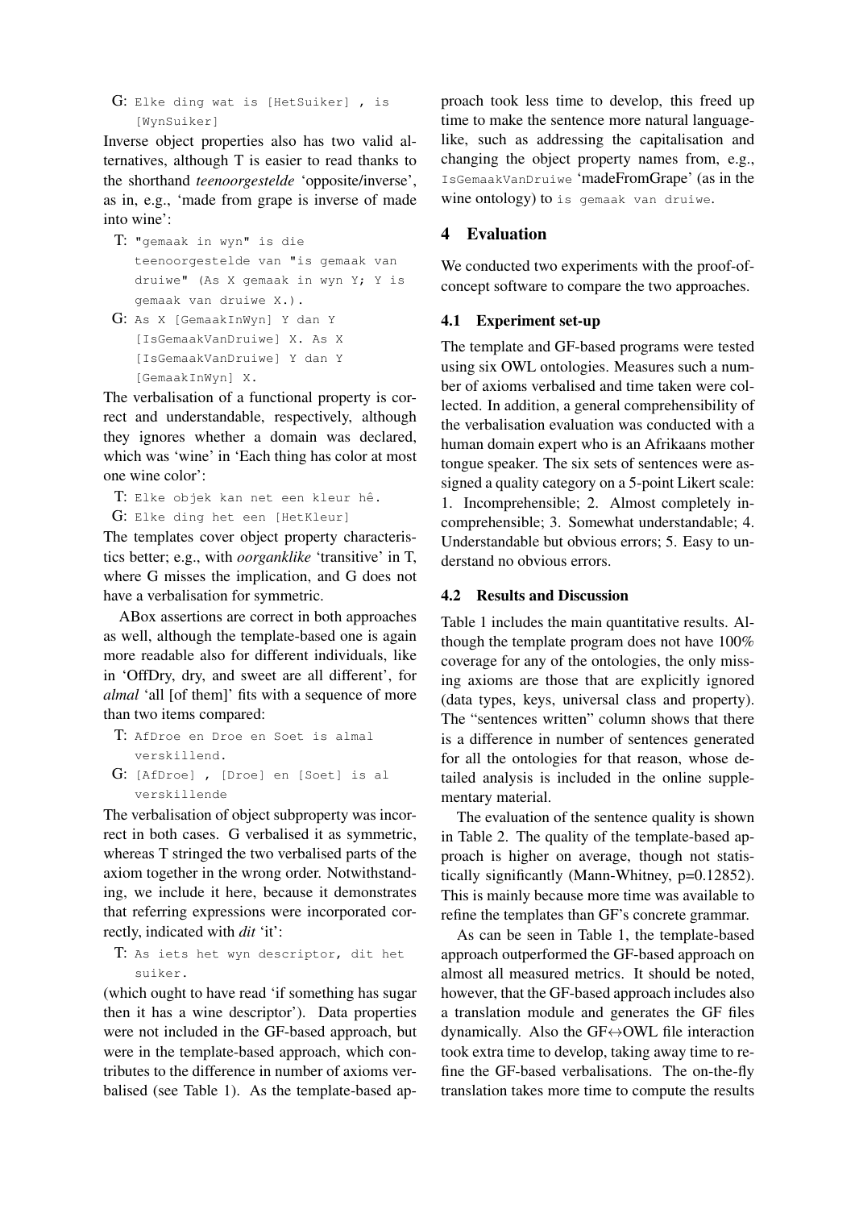G: `Elke ding wat is [HetSuiker] , is [WynSuiker]`

Inverse object properties also has two valid alternatives, although T is easier to read thanks to the shorthand *teenoorgestelde* 'opposite/inverse', as in, e.g., 'made from grape is inverse of made into wine':

T: `"gemaak in wyn" is die teenoorgestelde van "is gemaak van druiwe" (As X gemaak in wyn Y; Y is gemaak van druiwe X.).`

G: `As X [GemaakInWyn] Y dan Y [IsGemaakVanDruiwe] X. As X [IsGemaakVanDruiwe] Y dan Y [GemaakInWyn] X.`

The verbalisation of a functional property is correct and understandable, respectively, although they ignores whether a domain was declared, which was 'wine' in 'Each thing has color at most one wine color':

T: `Elke objek kan net een kleur hê.`

G: `Elke ding het een [HetKleur]`

The templates cover object property characteristics better; e.g., with *oorganklike* 'transitive' in T, where G misses the implication, and G does not have a verbalisation for symmetric.

ABox assertions are correct in both approaches as well, although the template-based one is again more readable also for different individuals, like in 'OffDry, dry, and sweet are all different', for *almal* 'all [of them]' fits with a sequence of more than two items compared:

T: `AfDroe en Droe en Soet is almal verskillend.`

G: `[AfDroe] , [Droe] en [Soet] is al verskillende`

The verbalisation of object subproperty was incorrect in both cases. G verbalised it as symmetric, whereas T stringed the two verbalised parts of the axiom together in the wrong order. Notwithstanding, we include it here, because it demonstrates that referring expressions were incorporated correctly, indicated with *dit* 'it':

T: `As iets het wyn descriptor, dit het suiker.`

(which ought to have read 'if something has sugar then it has a wine descriptor'). Data properties were not included in the GF-based approach, but were in the template-based approach, which contributes to the difference in number of axioms verbalised (see Table 1). As the template-based approach took less time to develop, this freed up time to make the sentence more natural language-like, such as addressing the capitalisation and changing the object property names from, e.g., `IsGemaakVanDruiwe` 'madeFromGrape' (as in the wine ontology) to `is gemaak van druiwe`.

## 4 Evaluation

We conducted two experiments with the proof-of-concept software to compare the two approaches.

### 4.1 Experiment set-up

The template and GF-based programs were tested using six OWL ontologies. Measures such a number of axioms verbalised and time taken were collected. In addition, a general comprehensibility of the verbalisation evaluation was conducted with a human domain expert who is an Afrikaans mother tongue speaker. The six sets of sentences were assigned a quality category on a 5-point Likert scale: 1. Incomprehensible; 2. Almost completely incomprehensible; 3. Somewhat understandable; 4. Understandable but obvious errors; 5. Easy to understand no obvious errors.

### 4.2 Results and Discussion

Table 1 includes the main quantitative results. Although the template program does not have 100% coverage for any of the ontologies, the only missing axioms are those that are explicitly ignored (data types, keys, universal class and property). The "sentences written" column shows that there is a difference in number of sentences generated for all the ontologies for that reason, whose detailed analysis is included in the online supplementary material.

The evaluation of the sentence quality is shown in Table 2. The quality of the template-based approach is higher on average, though not statistically significantly (Mann-Whitney, $p=0.12852$). This is mainly because more time was available to refine the templates than GF's concrete grammar.

As can be seen in Table 1, the template-based approach outperformed the GF-based approach on almost all measured metrics. It should be noted, however, that the GF-based approach includes also a translation module and generates the GF files dynamically. Also the GF$\leftrightarrow$OWL file interaction took extra time to develop, taking away time to refine the GF-based verbalisations. The on-the-fly translation takes more time to compute the results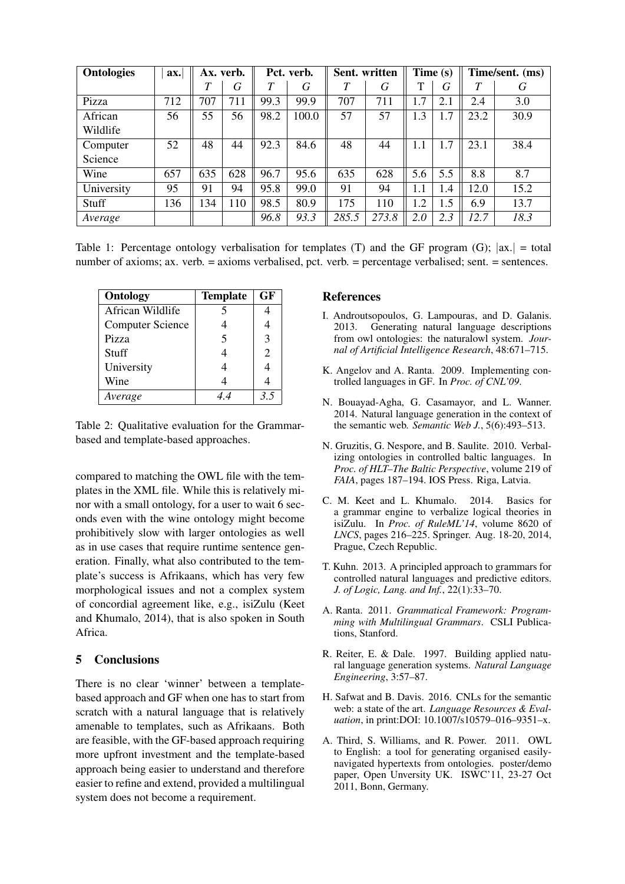| Ontologies | \|ax.\| | Ax. verb. | | Pct. verb. | | Sent. written | | Time (s) | | Time/sent. (ms) | |
|---|---|---|---|---|---|---|---|---|---|---|---|
| | | *T* | *G* | *T* | *G* | *T* | *G* | T | *G* | *T* | *G* |
| Pizza | 712 | 707 | 711 | 99.3 | 99.9 | 707 | 711 | 1.7 | 2.1 | 2.4 | 3.0 |
| African Wildlife | 56 | 55 | 56 | 98.2 | 100.0 | 57 | 57 | 1.3 | 1.7 | 23.2 | 30.9 |
| Computer Science | 52 | 48 | 44 | 92.3 | 84.6 | 48 | 44 | 1.1 | 1.7 | 23.1 | 38.4 |
| Wine | 657 | 635 | 628 | 96.7 | 95.6 | 635 | 628 | 5.6 | 5.5 | 8.8 | 8.7 |
| University | 95 | 91 | 94 | 95.8 | 99.0 | 91 | 94 | 1.1 | 1.4 | 12.0 | 15.2 |
| Stuff | 136 | 134 | 110 | 98.5 | 80.9 | 175 | 110 | 1.2 | 1.5 | 6.9 | 13.7 |
| *Average* | | | | *96.8* | *93.3* | *285.5* | *273.8* | *2.0* | *2.3* | *12.7* | *18.3* |

Table 1: Percentage ontology verbalisation for templates (T) and the GF program (G); |ax.| = total number of axioms; ax. verb. = axioms verbalised, pct. verb. = percentage verbalised; sent. = sentences.

| Ontology | Template | GF |
|---|---|---|
| African Wildlife | 5 | 4 |
| Computer Science | 4 | 4 |
| Pizza | 5 | 3 |
| Stuff | 4 | 2 |
| University | 4 | 4 |
| Wine | 4 | 4 |
| *Average* | *4.4* | *3.5* |

Table 2: Qualitative evaluation for the Grammar-based and template-based approaches.

compared to matching the OWL file with the templates in the XML file. While this is relatively minor with a small ontology, for a user to wait 6 seconds even with the wine ontology might become prohibitively slow with larger ontologies as well as in use cases that require runtime sentence generation. Finally, what also contributed to the template's success is Afrikaans, which has very few morphological issues and not a complex system of concordial agreement like, e.g., isiZulu (Keet and Khumalo, 2014), that is also spoken in South Africa.

## 5 Conclusions

There is no clear 'winner' between a template-based approach and GF when one has to start from scratch with a natural language that is relatively amenable to templates, such as Afrikaans. Both are feasible, with the GF-based approach requiring more upfront investment and the template-based approach being easier to understand and therefore easier to refine and extend, provided a multilingual system does not become a requirement.

## References

I. Androutsopoulos, G. Lampouras, and D. Galanis. 2013. Generating natural language descriptions from owl ontologies: the naturalowl system. *Journal of Artificial Intelligence Research*, 48:671–715.

K. Angelov and A. Ranta. 2009. Implementing controlled languages in GF. In *Proc. of CNL'09*.

N. Bouayad-Agha, G. Casamayor, and L. Wanner. 2014. Natural language generation in the context of the semantic web. *Semantic Web J.*, 5(6):493–513.

N. Gruzitis, G. Nespore, and B. Saulite. 2010. Verbalizing ontologies in controlled baltic languages. In *Proc. of HLT–The Baltic Perspective*, volume 219 of *FAIA*, pages 187–194. IOS Press. Riga, Latvia.

C. M. Keet and L. Khumalo. 2014. Basics for a grammar engine to verbalize logical theories in isiZulu. In *Proc. of RuleML'14*, volume 8620 of *LNCS*, pages 216–225. Springer. Aug. 18-20, 2014, Prague, Czech Republic.

T. Kuhn. 2013. A principled approach to grammars for controlled natural languages and predictive editors. *J. of Logic, Lang. and Inf.*, 22(1):33–70.

A. Ranta. 2011. *Grammatical Framework: Programming with Multilingual Grammars*. CSLI Publications, Stanford.

R. Reiter, E. & Dale. 1997. Building applied natural language generation systems. *Natural Language Engineering*, 3:57–87.

H. Safwat and B. Davis. 2016. CNLs for the semantic web: a state of the art. *Language Resources & Evaluation*, in print:DOI: 10.1007/s10579–016–9351–x.

A. Third, S. Williams, and R. Power. 2011. OWL to English: a tool for generating organised easily-navigated hypertexts from ontologies. poster/demo paper, Open Unversity UK. ISWC'11, 23-27 Oct 2011, Bonn, Germany.